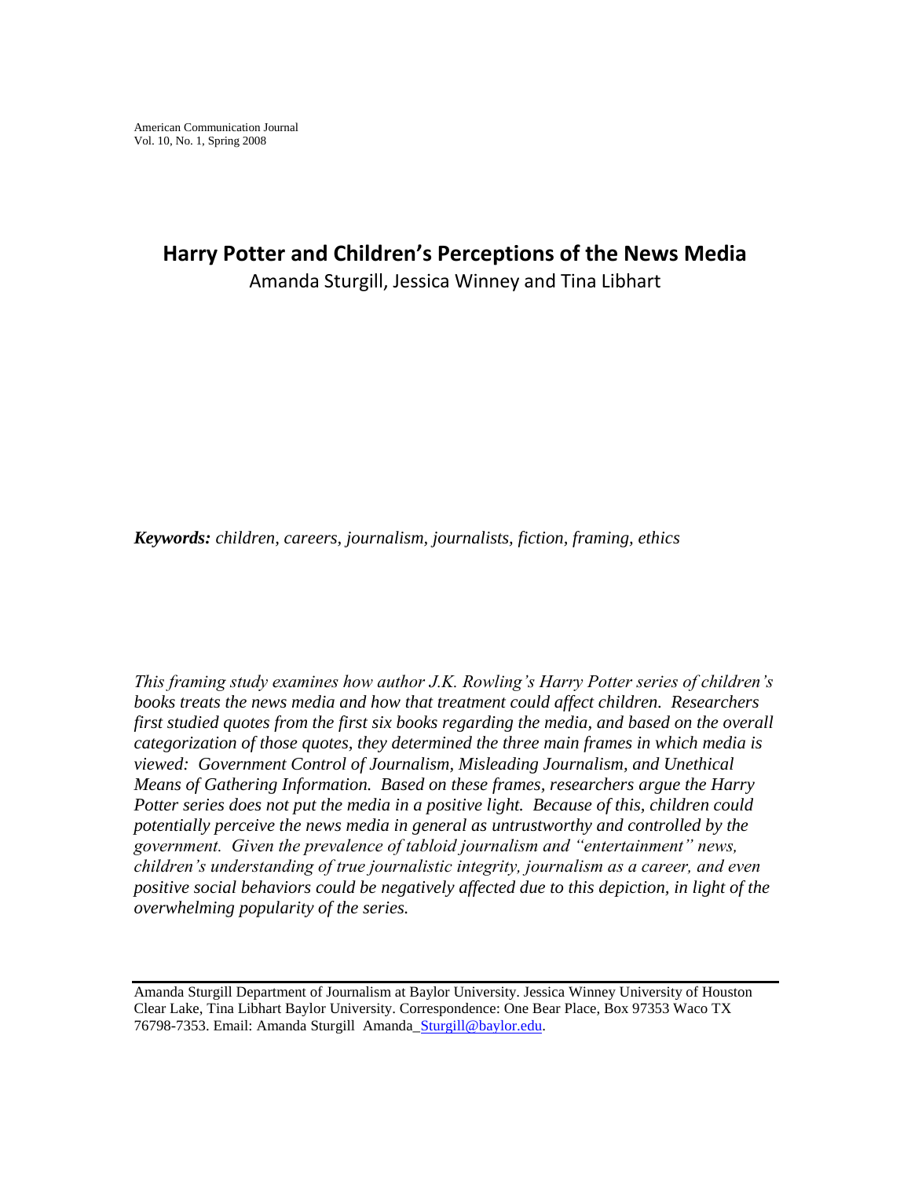# Harry Potter and Children's Perceptions of the News Media

Amanda Sturgill, Jessica Winney and Tina Libhart

***Keywords:*** *children, careers, journalism, journalists, fiction, framing, ethics*

*This framing study examines how author J.K. Rowling's Harry Potter series of children's books treats the news media and how that treatment could affect children. Researchers first studied quotes from the first six books regarding the media, and based on the overall categorization of those quotes, they determined the three main frames in which media is viewed: Government Control of Journalism, Misleading Journalism, and Unethical Means of Gathering Information. Based on these frames, researchers argue the Harry Potter series does not put the media in a positive light. Because of this, children could potentially perceive the news media in general as untrustworthy and controlled by the government. Given the prevalence of tabloid journalism and "entertainment" news, children's understanding of true journalistic integrity, journalism as a career, and even positive social behaviors could be negatively affected due to this depiction, in light of the overwhelming popularity of the series.*

Amanda Sturgill Department of Journalism at Baylor University. Jessica Winney University of Houston Clear Lake, Tina Libhart Baylor University. Correspondence: One Bear Place, Box 97353 Waco TX 76798-7353. Email: Amanda Sturgill Amanda_Sturgill@baylor.edu.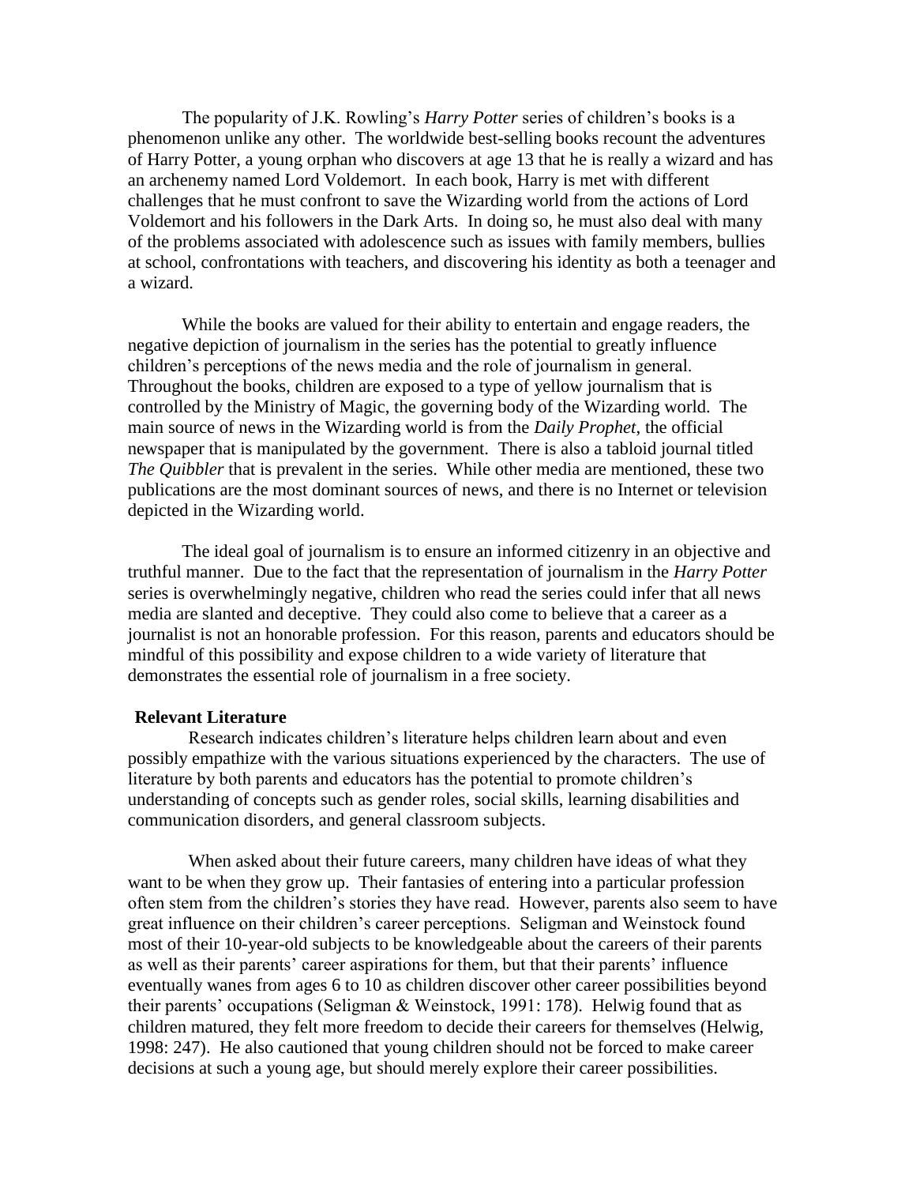The popularity of J.K. Rowling's *Harry Potter* series of children's books is a phenomenon unlike any other. The worldwide best-selling books recount the adventures of Harry Potter, a young orphan who discovers at age 13 that he is really a wizard and has an archenemy named Lord Voldemort. In each book, Harry is met with different challenges that he must confront to save the Wizarding world from the actions of Lord Voldemort and his followers in the Dark Arts. In doing so, he must also deal with many of the problems associated with adolescence such as issues with family members, bullies at school, confrontations with teachers, and discovering his identity as both a teenager and a wizard.

While the books are valued for their ability to entertain and engage readers, the negative depiction of journalism in the series has the potential to greatly influence children's perceptions of the news media and the role of journalism in general. Throughout the books, children are exposed to a type of yellow journalism that is controlled by the Ministry of Magic, the governing body of the Wizarding world. The main source of news in the Wizarding world is from the *Daily Prophet*, the official newspaper that is manipulated by the government. There is also a tabloid journal titled *The Quibbler* that is prevalent in the series. While other media are mentioned, these two publications are the most dominant sources of news, and there is no Internet or television depicted in the Wizarding world.

The ideal goal of journalism is to ensure an informed citizenry in an objective and truthful manner. Due to the fact that the representation of journalism in the *Harry Potter* series is overwhelmingly negative, children who read the series could infer that all news media are slanted and deceptive. They could also come to believe that a career as a journalist is not an honorable profession. For this reason, parents and educators should be mindful of this possibility and expose children to a wide variety of literature that demonstrates the essential role of journalism in a free society.

**Relevant Literature**

Research indicates children's literature helps children learn about and even possibly empathize with the various situations experienced by the characters. The use of literature by both parents and educators has the potential to promote children's understanding of concepts such as gender roles, social skills, learning disabilities and communication disorders, and general classroom subjects.

When asked about their future careers, many children have ideas of what they want to be when they grow up. Their fantasies of entering into a particular profession often stem from the children's stories they have read. However, parents also seem to have great influence on their children's career perceptions. Seligman and Weinstock found most of their 10-year-old subjects to be knowledgeable about the careers of their parents as well as their parents' career aspirations for them, but that their parents' influence eventually wanes from ages 6 to 10 as children discover other career possibilities beyond their parents' occupations (Seligman & Weinstock, 1991: 178). Helwig found that as children matured, they felt more freedom to decide their careers for themselves (Helwig, 1998: 247). He also cautioned that young children should not be forced to make career decisions at such a young age, but should merely explore their career possibilities.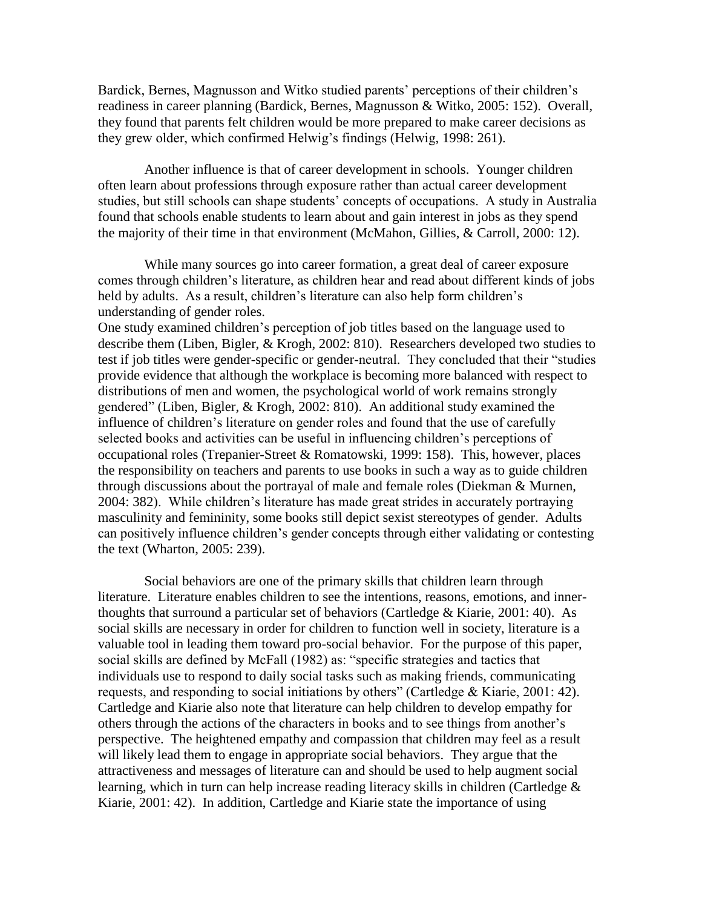Bardick, Bernes, Magnusson and Witko studied parents' perceptions of their children's readiness in career planning (Bardick, Bernes, Magnusson & Witko, 2005: 152). Overall, they found that parents felt children would be more prepared to make career decisions as they grew older, which confirmed Helwig's findings (Helwig, 1998: 261).

Another influence is that of career development in schools. Younger children often learn about professions through exposure rather than actual career development studies, but still schools can shape students' concepts of occupations. A study in Australia found that schools enable students to learn about and gain interest in jobs as they spend the majority of their time in that environment (McMahon, Gillies, & Carroll, 2000: 12).

While many sources go into career formation, a great deal of career exposure comes through children's literature, as children hear and read about different kinds of jobs held by adults. As a result, children's literature can also help form children's understanding of gender roles.

One study examined children's perception of job titles based on the language used to describe them (Liben, Bigler, & Krogh, 2002: 810). Researchers developed two studies to test if job titles were gender-specific or gender-neutral. They concluded that their "studies provide evidence that although the workplace is becoming more balanced with respect to distributions of men and women, the psychological world of work remains strongly gendered" (Liben, Bigler, & Krogh, 2002: 810). An additional study examined the influence of children's literature on gender roles and found that the use of carefully selected books and activities can be useful in influencing children's perceptions of occupational roles (Trepanier-Street & Romatowski, 1999: 158). This, however, places the responsibility on teachers and parents to use books in such a way as to guide children through discussions about the portrayal of male and female roles (Diekman & Murnen, 2004: 382). While children's literature has made great strides in accurately portraying masculinity and femininity, some books still depict sexist stereotypes of gender. Adults can positively influence children's gender concepts through either validating or contesting the text (Wharton, 2005: 239).

Social behaviors are one of the primary skills that children learn through literature. Literature enables children to see the intentions, reasons, emotions, and inner-thoughts that surround a particular set of behaviors (Cartledge & Kiarie, 2001: 40). As social skills are necessary in order for children to function well in society, literature is a valuable tool in leading them toward pro-social behavior. For the purpose of this paper, social skills are defined by McFall (1982) as: "specific strategies and tactics that individuals use to respond to daily social tasks such as making friends, communicating requests, and responding to social initiations by others" (Cartledge & Kiarie, 2001: 42). Cartledge and Kiarie also note that literature can help children to develop empathy for others through the actions of the characters in books and to see things from another's perspective. The heightened empathy and compassion that children may feel as a result will likely lead them to engage in appropriate social behaviors. They argue that the attractiveness and messages of literature can and should be used to help augment social learning, which in turn can help increase reading literacy skills in children (Cartledge & Kiarie, 2001: 42). In addition, Cartledge and Kiarie state the importance of using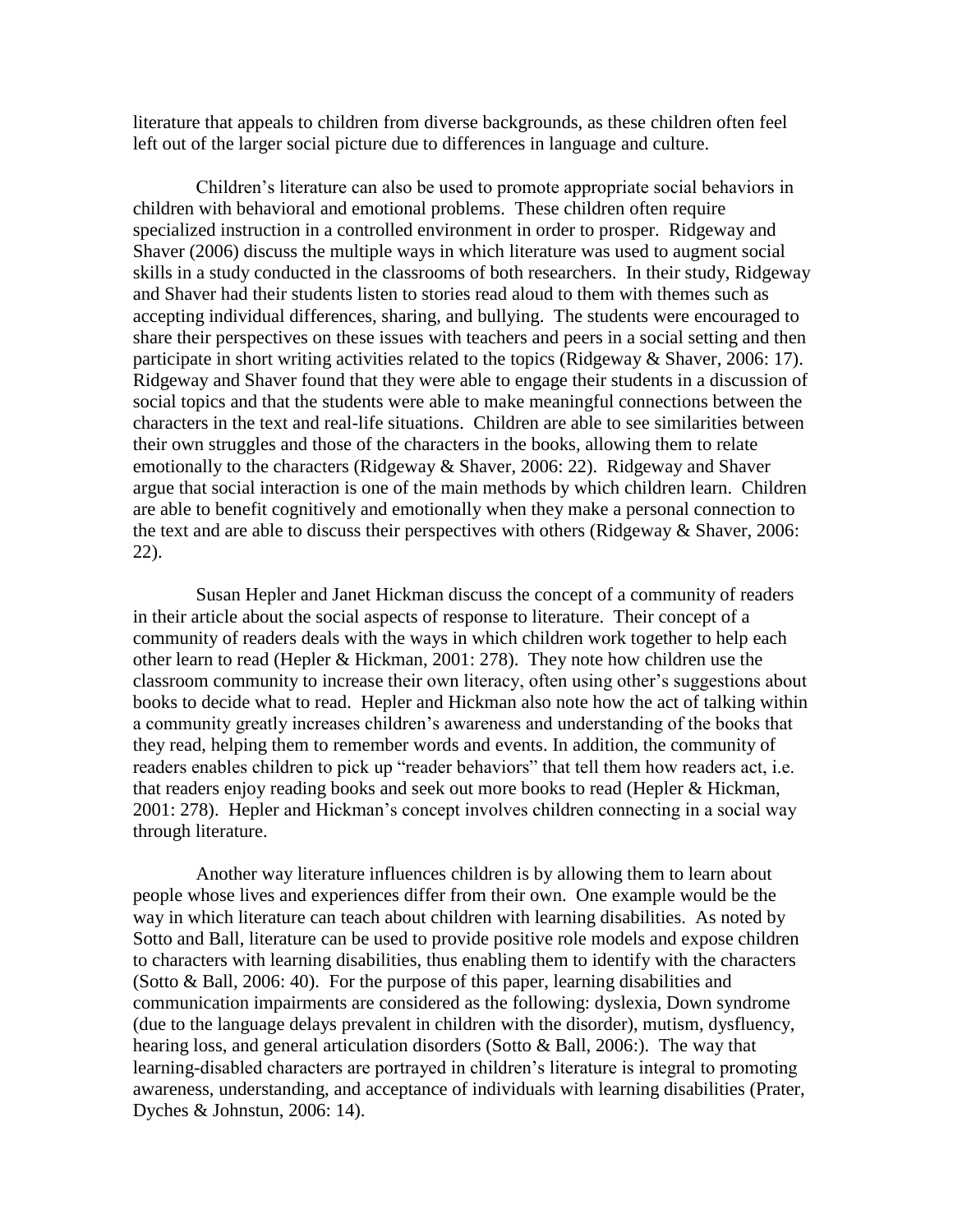literature that appeals to children from diverse backgrounds, as these children often feel left out of the larger social picture due to differences in language and culture.

Children's literature can also be used to promote appropriate social behaviors in children with behavioral and emotional problems. These children often require specialized instruction in a controlled environment in order to prosper. Ridgeway and Shaver (2006) discuss the multiple ways in which literature was used to augment social skills in a study conducted in the classrooms of both researchers. In their study, Ridgeway and Shaver had their students listen to stories read aloud to them with themes such as accepting individual differences, sharing, and bullying. The students were encouraged to share their perspectives on these issues with teachers and peers in a social setting and then participate in short writing activities related to the topics (Ridgeway & Shaver, 2006: 17). Ridgeway and Shaver found that they were able to engage their students in a discussion of social topics and that the students were able to make meaningful connections between the characters in the text and real-life situations. Children are able to see similarities between their own struggles and those of the characters in the books, allowing them to relate emotionally to the characters (Ridgeway & Shaver, 2006: 22). Ridgeway and Shaver argue that social interaction is one of the main methods by which children learn. Children are able to benefit cognitively and emotionally when they make a personal connection to the text and are able to discuss their perspectives with others (Ridgeway & Shaver, 2006: 22).

Susan Hepler and Janet Hickman discuss the concept of a community of readers in their article about the social aspects of response to literature. Their concept of a community of readers deals with the ways in which children work together to help each other learn to read (Hepler & Hickman, 2001: 278). They note how children use the classroom community to increase their own literacy, often using other's suggestions about books to decide what to read. Hepler and Hickman also note how the act of talking within a community greatly increases children's awareness and understanding of the books that they read, helping them to remember words and events. In addition, the community of readers enables children to pick up "reader behaviors" that tell them how readers act, i.e. that readers enjoy reading books and seek out more books to read (Hepler & Hickman, 2001: 278). Hepler and Hickman's concept involves children connecting in a social way through literature.

Another way literature influences children is by allowing them to learn about people whose lives and experiences differ from their own. One example would be the way in which literature can teach about children with learning disabilities. As noted by Sotto and Ball, literature can be used to provide positive role models and expose children to characters with learning disabilities, thus enabling them to identify with the characters (Sotto & Ball, 2006: 40). For the purpose of this paper, learning disabilities and communication impairments are considered as the following: dyslexia, Down syndrome (due to the language delays prevalent in children with the disorder), mutism, dysfluency, hearing loss, and general articulation disorders (Sotto & Ball, 2006:). The way that learning-disabled characters are portrayed in children's literature is integral to promoting awareness, understanding, and acceptance of individuals with learning disabilities (Prater, Dyches & Johnstun, 2006: 14).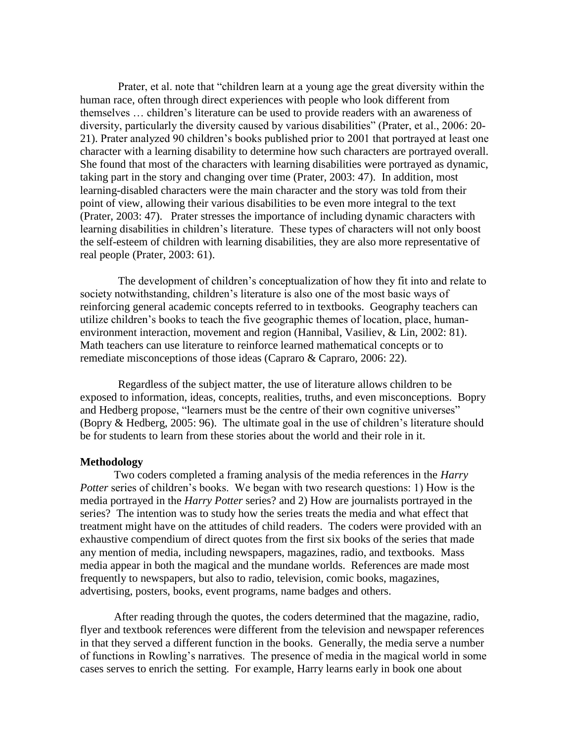Prater, et al. note that "children learn at a young age the great diversity within the human race, often through direct experiences with people who look different from themselves … children's literature can be used to provide readers with an awareness of diversity, particularly the diversity caused by various disabilities" (Prater, et al., 2006: 20-21). Prater analyzed 90 children's books published prior to 2001 that portrayed at least one character with a learning disability to determine how such characters are portrayed overall. She found that most of the characters with learning disabilities were portrayed as dynamic, taking part in the story and changing over time (Prater, 2003: 47). In addition, most learning-disabled characters were the main character and the story was told from their point of view, allowing their various disabilities to be even more integral to the text (Prater, 2003: 47). Prater stresses the importance of including dynamic characters with learning disabilities in children's literature. These types of characters will not only boost the self-esteem of children with learning disabilities, they are also more representative of real people (Prater, 2003: 61).

The development of children's conceptualization of how they fit into and relate to society notwithstanding, children's literature is also one of the most basic ways of reinforcing general academic concepts referred to in textbooks. Geography teachers can utilize children's books to teach the five geographic themes of location, place, human-environment interaction, movement and region (Hannibal, Vasiliev, & Lin, 2002: 81). Math teachers can use literature to reinforce learned mathematical concepts or to remediate misconceptions of those ideas (Capraro & Capraro, 2006: 22).

Regardless of the subject matter, the use of literature allows children to be exposed to information, ideas, concepts, realities, truths, and even misconceptions. Bopry and Hedberg propose, "learners must be the centre of their own cognitive universes" (Bopry & Hedberg, 2005: 96). The ultimate goal in the use of children's literature should be for students to learn from these stories about the world and their role in it.

**Methodology**

Two coders completed a framing analysis of the media references in the *Harry Potter* series of children's books. We began with two research questions: 1) How is the media portrayed in the *Harry Potter* series? and 2) How are journalists portrayed in the series? The intention was to study how the series treats the media and what effect that treatment might have on the attitudes of child readers. The coders were provided with an exhaustive compendium of direct quotes from the first six books of the series that made any mention of media, including newspapers, magazines, radio, and textbooks. Mass media appear in both the magical and the mundane worlds. References are made most frequently to newspapers, but also to radio, television, comic books, magazines, advertising, posters, books, event programs, name badges and others.

After reading through the quotes, the coders determined that the magazine, radio, flyer and textbook references were different from the television and newspaper references in that they served a different function in the books. Generally, the media serve a number of functions in Rowling's narratives. The presence of media in the magical world in some cases serves to enrich the setting. For example, Harry learns early in book one about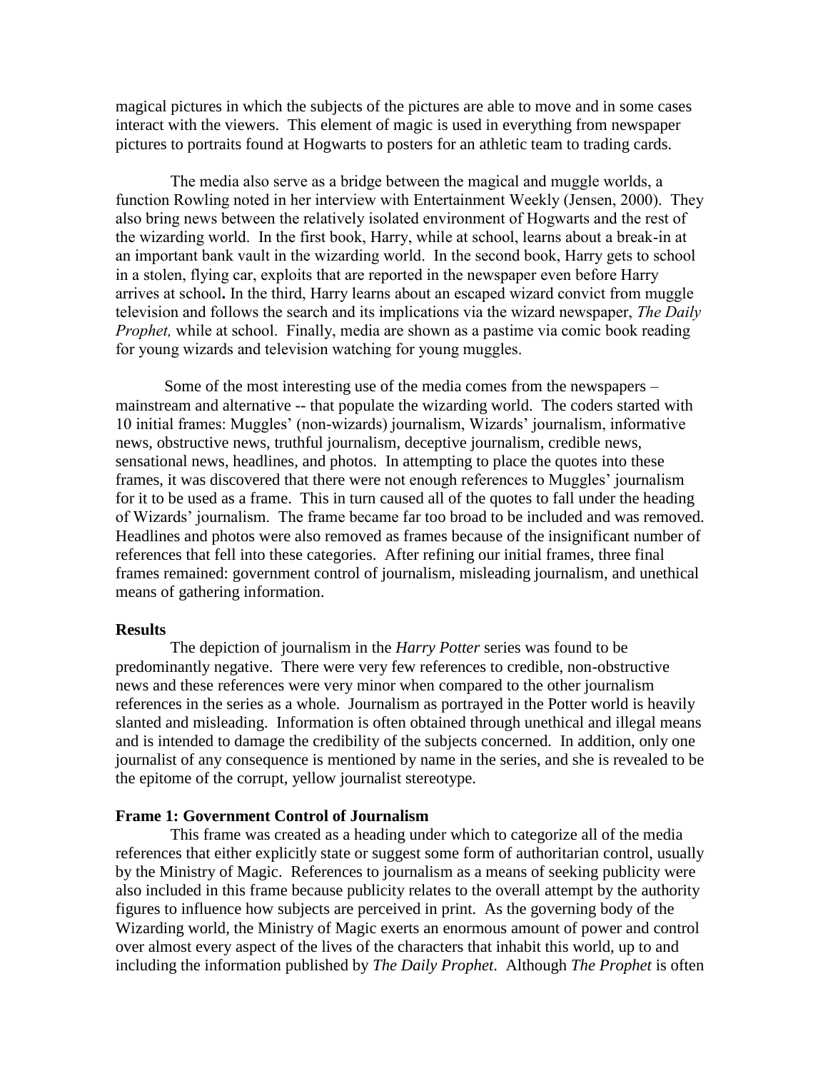magical pictures in which the subjects of the pictures are able to move and in some cases interact with the viewers. This element of magic is used in everything from newspaper pictures to portraits found at Hogwarts to posters for an athletic team to trading cards.

The media also serve as a bridge between the magical and muggle worlds, a function Rowling noted in her interview with Entertainment Weekly (Jensen, 2000). They also bring news between the relatively isolated environment of Hogwarts and the rest of the wizarding world. In the first book, Harry, while at school, learns about a break-in at an important bank vault in the wizarding world. In the second book, Harry gets to school in a stolen, flying car, exploits that are reported in the newspaper even before Harry arrives at school**.** In the third, Harry learns about an escaped wizard convict from muggle television and follows the search and its implications via the wizard newspaper, *The Daily Prophet,* while at school. Finally, media are shown as a pastime via comic book reading for young wizards and television watching for young muggles.

Some of the most interesting use of the media comes from the newspapers – mainstream and alternative -- that populate the wizarding world. The coders started with 10 initial frames: Muggles' (non-wizards) journalism, Wizards' journalism, informative news, obstructive news, truthful journalism, deceptive journalism, credible news, sensational news, headlines, and photos. In attempting to place the quotes into these frames, it was discovered that there were not enough references to Muggles' journalism for it to be used as a frame. This in turn caused all of the quotes to fall under the heading of Wizards' journalism. The frame became far too broad to be included and was removed. Headlines and photos were also removed as frames because of the insignificant number of references that fell into these categories. After refining our initial frames, three final frames remained: government control of journalism, misleading journalism, and unethical means of gathering information.

## Results

The depiction of journalism in the *Harry Potter* series was found to be predominantly negative. There were very few references to credible, non-obstructive news and these references were very minor when compared to the other journalism references in the series as a whole. Journalism as portrayed in the Potter world is heavily slanted and misleading. Information is often obtained through unethical and illegal means and is intended to damage the credibility of the subjects concerned. In addition, only one journalist of any consequence is mentioned by name in the series, and she is revealed to be the epitome of the corrupt, yellow journalist stereotype.

### Frame 1: Government Control of Journalism

This frame was created as a heading under which to categorize all of the media references that either explicitly state or suggest some form of authoritarian control, usually by the Ministry of Magic. References to journalism as a means of seeking publicity were also included in this frame because publicity relates to the overall attempt by the authority figures to influence how subjects are perceived in print. As the governing body of the Wizarding world, the Ministry of Magic exerts an enormous amount of power and control over almost every aspect of the lives of the characters that inhabit this world, up to and including the information published by *The Daily Prophet*. Although *The Prophet* is often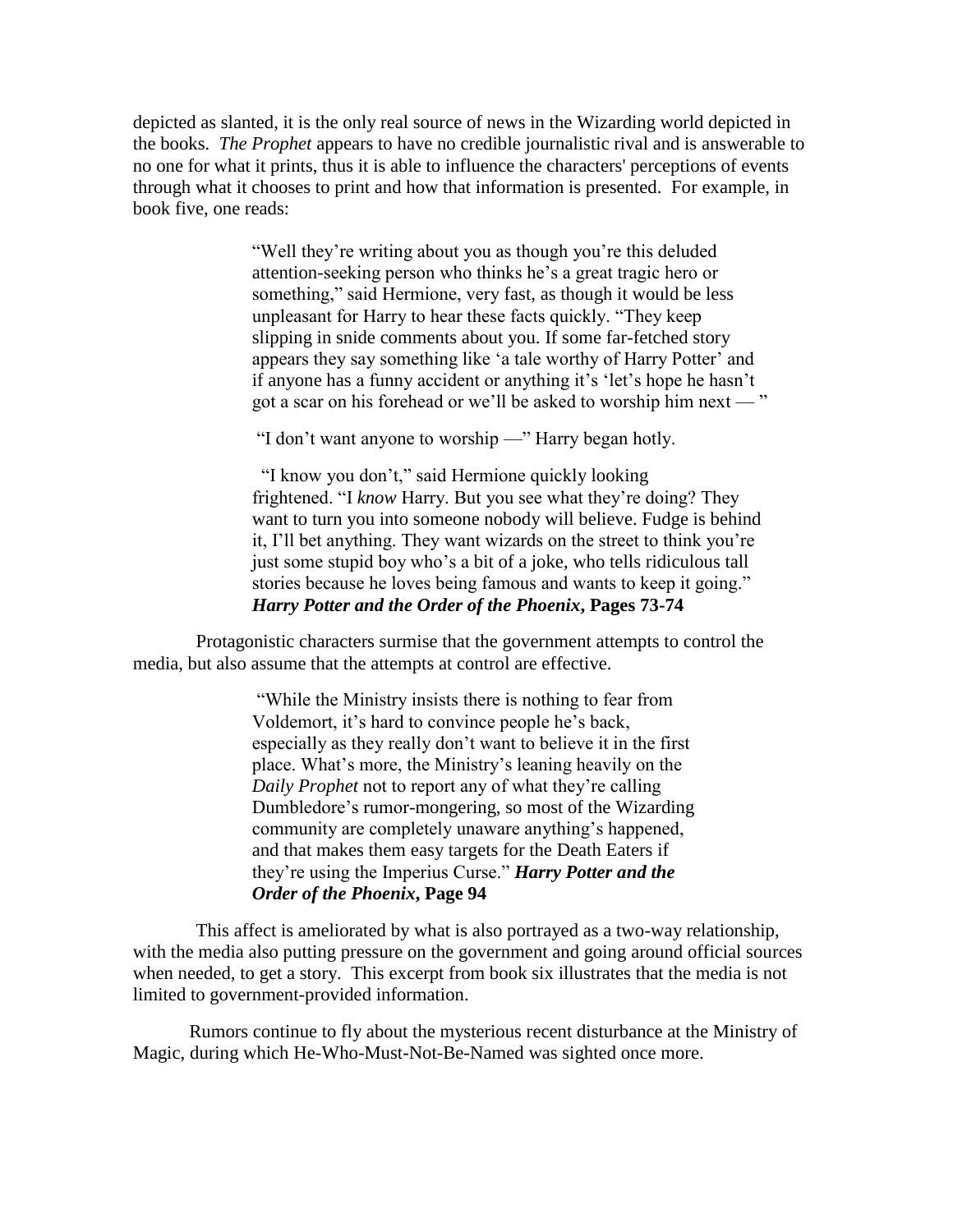depicted as slanted, it is the only real source of news in the Wizarding world depicted in the books. *The Prophet* appears to have no credible journalistic rival and is answerable to no one for what it prints, thus it is able to influence the characters' perceptions of events through what it chooses to print and how that information is presented. For example, in book five, one reads:

> "Well they're writing about you as though you're this deluded attention-seeking person who thinks he's a great tragic hero or something," said Hermione, very fast, as though it would be less unpleasant for Harry to hear these facts quickly. "They keep slipping in snide comments about you. If some far-fetched story appears they say something like 'a tale worthy of Harry Potter' and if anyone has a funny accident or anything it's 'let's hope he hasn't got a scar on his forehead or we'll be asked to worship him next — "
>
> "I don't want anyone to worship —" Harry began hotly.
>
> "I know you don't," said Hermione quickly looking frightened. "I *know* Harry. But you see what they're doing? They want to turn you into someone nobody will believe. Fudge is behind it, I'll bet anything. They want wizards on the street to think you're just some stupid boy who's a bit of a joke, who tells ridiculous tall stories because he loves being famous and wants to keep it going." ***Harry Potter and the Order of the Phoenix*, Pages 73-74**

Protagonistic characters surmise that the government attempts to control the media, but also assume that the attempts at control are effective.

> "While the Ministry insists there is nothing to fear from Voldemort, it's hard to convince people he's back, especially as they really don't want to believe it in the first place. What's more, the Ministry's leaning heavily on the *Daily Prophet* not to report any of what they're calling Dumbledore's rumor-mongering, so most of the Wizarding community are completely unaware anything's happened, and that makes them easy targets for the Death Eaters if they're using the Imperius Curse." ***Harry Potter and the Order of the Phoenix*, Page 94**

This affect is ameliorated by what is also portrayed as a two-way relationship, with the media also putting pressure on the government and going around official sources when needed, to get a story. This excerpt from book six illustrates that the media is not limited to government-provided information.

Rumors continue to fly about the mysterious recent disturbance at the Ministry of Magic, during which He-Who-Must-Not-Be-Named was sighted once more.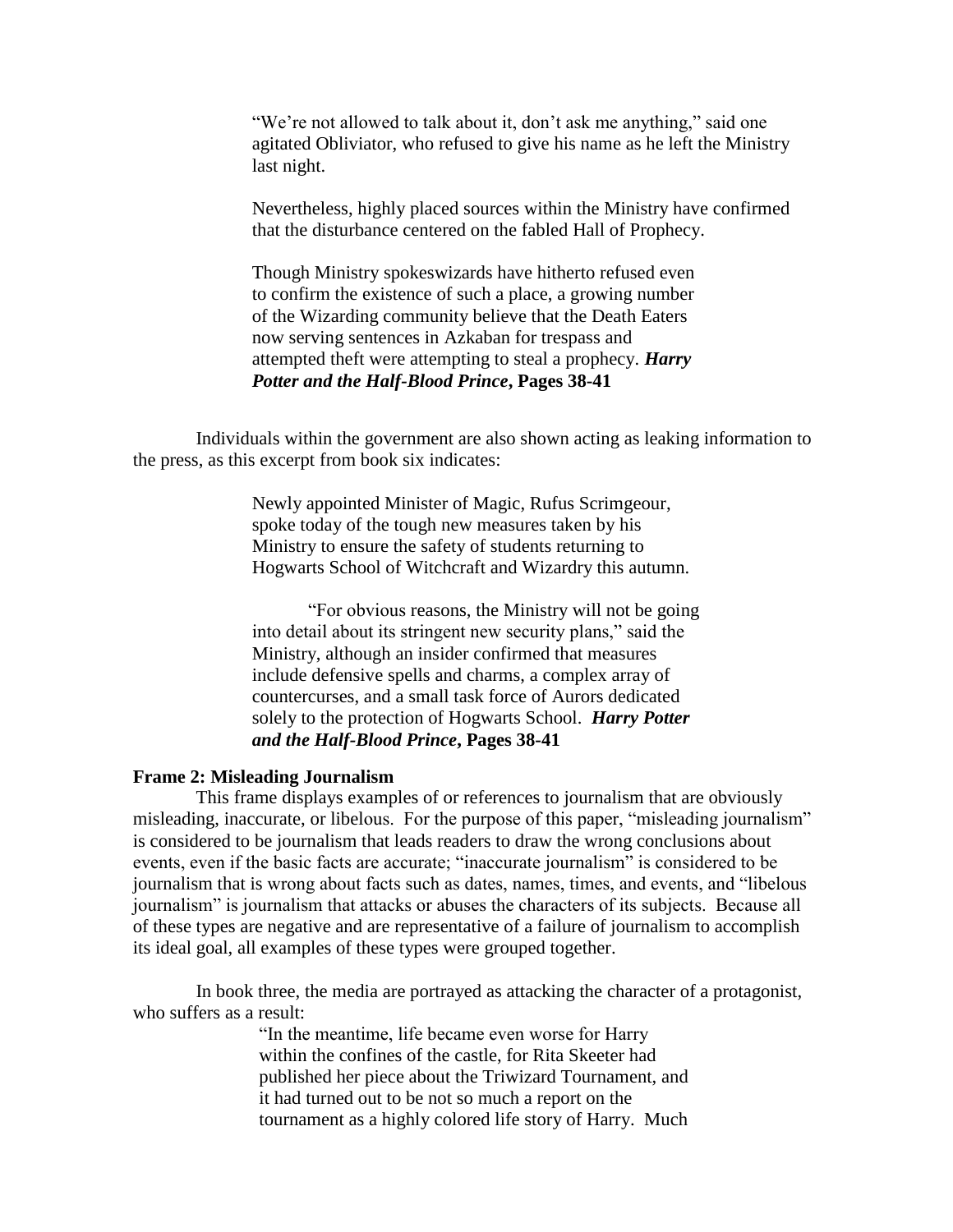> "We're not allowed to talk about it, don't ask me anything," said one agitated Obliviator, who refused to give his name as he left the Ministry last night.
>
> Nevertheless, highly placed sources within the Ministry have confirmed that the disturbance centered on the fabled Hall of Prophecy.
>
> Though Ministry spokeswizards have hitherto refused even to confirm the existence of such a place, a growing number of the Wizarding community believe that the Death Eaters now serving sentences in Azkaban for trespass and attempted theft were attempting to steal a prophecy. ***Harry Potter and the Half-Blood Prince*, Pages 38-41**

Individuals within the government are also shown acting as leaking information to the press, as this excerpt from book six indicates:

> Newly appointed Minister of Magic, Rufus Scrimgeour, spoke today of the tough new measures taken by his Ministry to ensure the safety of students returning to Hogwarts School of Witchcraft and Wizardry this autumn.
>
> "For obvious reasons, the Ministry will not be going into detail about its stringent new security plans," said the Ministry, although an insider confirmed that measures include defensive spells and charms, a complex array of countercurses, and a small task force of Aurors dedicated solely to the protection of Hogwarts School. ***Harry Potter and the Half-Blood Prince*, Pages 38-41**

**Frame 2: Misleading Journalism**

This frame displays examples of or references to journalism that are obviously misleading, inaccurate, or libelous. For the purpose of this paper, "misleading journalism" is considered to be journalism that leads readers to draw the wrong conclusions about events, even if the basic facts are accurate; "inaccurate journalism" is considered to be journalism that is wrong about facts such as dates, names, times, and events, and "libelous journalism" is journalism that attacks or abuses the characters of its subjects. Because all of these types are negative and are representative of a failure of journalism to accomplish its ideal goal, all examples of these types were grouped together.

In book three, the media are portrayed as attacking the character of a protagonist, who suffers as a result:

> "In the meantime, life became even worse for Harry within the confines of the castle, for Rita Skeeter had published her piece about the Triwizard Tournament, and it had turned out to be not so much a report on the tournament as a highly colored life story of Harry. Much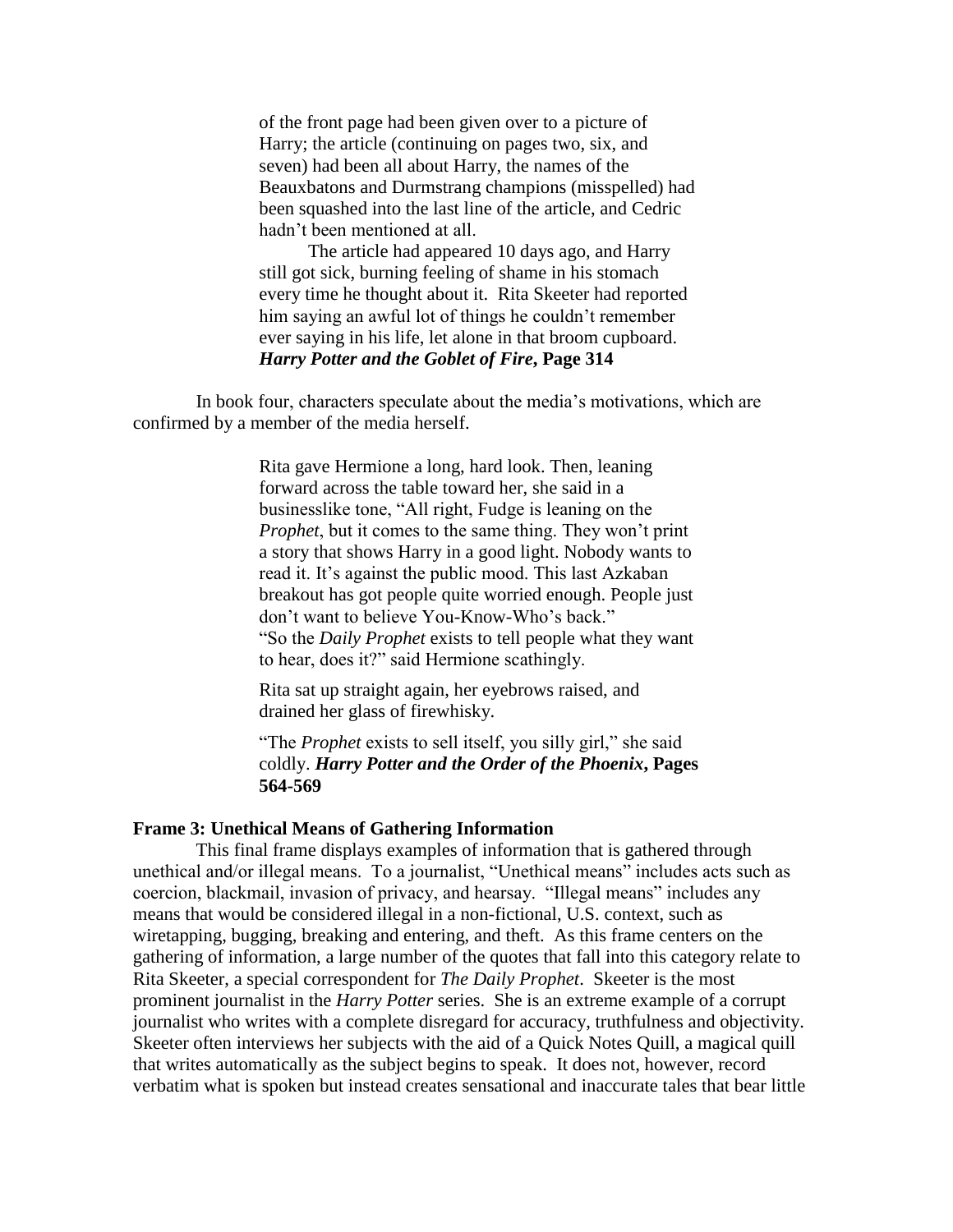> of the front page had been given over to a picture of Harry; the article (continuing on pages two, six, and seven) had been all about Harry, the names of the Beauxbatons and Durmstrang champions (misspelled) had been squashed into the last line of the article, and Cedric hadn't been mentioned at all.
>
> The article had appeared 10 days ago, and Harry still got sick, burning feeling of shame in his stomach every time he thought about it. Rita Skeeter had reported him saying an awful lot of things he couldn't remember ever saying in his life, let alone in that broom cupboard. ***Harry Potter and the Goblet of Fire*, Page 314**

In book four, characters speculate about the media's motivations, which are confirmed by a member of the media herself.

> Rita gave Hermione a long, hard look. Then, leaning forward across the table toward her, she said in a businesslike tone, "All right, Fudge is leaning on the *Prophet*, but it comes to the same thing. They won't print a story that shows Harry in a good light. Nobody wants to read it. It's against the public mood. This last Azkaban breakout has got people quite worried enough. People just don't want to believe You-Know-Who's back."
> "So the *Daily Prophet* exists to tell people what they want to hear, does it?" said Hermione scathingly.
>
> Rita sat up straight again, her eyebrows raised, and drained her glass of firewhisky.
>
> "The *Prophet* exists to sell itself, you silly girl," she said coldly. ***Harry Potter and the Order of the Phoenix*, Pages 564-569**

**Frame 3: Unethical Means of Gathering Information**

This final frame displays examples of information that is gathered through unethical and/or illegal means. To a journalist, "Unethical means" includes acts such as coercion, blackmail, invasion of privacy, and hearsay. "Illegal means" includes any means that would be considered illegal in a non-fictional, U.S. context, such as wiretapping, bugging, breaking and entering, and theft. As this frame centers on the gathering of information, a large number of the quotes that fall into this category relate to Rita Skeeter, a special correspondent for *The Daily Prophet*. Skeeter is the most prominent journalist in the *Harry Potter* series. She is an extreme example of a corrupt journalist who writes with a complete disregard for accuracy, truthfulness and objectivity. Skeeter often interviews her subjects with the aid of a Quick Notes Quill, a magical quill that writes automatically as the subject begins to speak. It does not, however, record verbatim what is spoken but instead creates sensational and inaccurate tales that bear little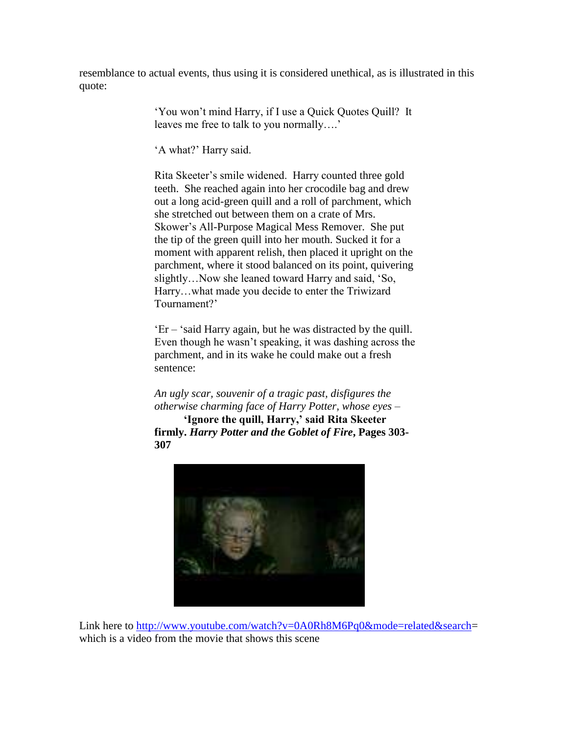resemblance to actual events, thus using it is considered unethical, as is illustrated in this quote:

> 'You won't mind Harry, if I use a Quick Quotes Quill? It leaves me free to talk to you normally….'
>
> 'A what?' Harry said.
>
> Rita Skeeter's smile widened. Harry counted three gold teeth. She reached again into her crocodile bag and drew out a long acid-green quill and a roll of parchment, which she stretched out between them on a crate of Mrs. Skower's All-Purpose Magical Mess Remover. She put the tip of the green quill into her mouth. Sucked it for a moment with apparent relish, then placed it upright on the parchment, where it stood balanced on its point, quivering slightly…Now she leaned toward Harry and said, 'So, Harry…what made you decide to enter the Triwizard Tournament?'
>
> 'Er – 'said Harry again, but he was distracted by the quill. Even though he wasn't speaking, it was dashing across the parchment, and in its wake he could make out a fresh sentence:
>
> *An ugly scar, souvenir of a tragic past, disfigures the otherwise charming face of Harry Potter, whose eyes –*
>
> **'Ignore the quill, Harry,' said Rita Skeeter firmly. *Harry Potter and the Goblet of Fire*, Pages 303-307**

Link here to http://www.youtube.com/watch?v=0A0Rh8M6Pq0&mode=related&search= which is a video from the movie that shows this scene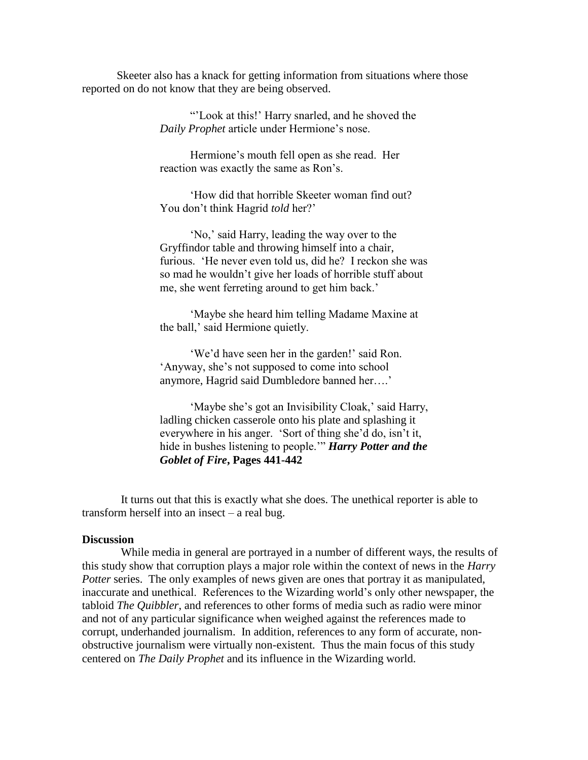Skeeter also has a knack for getting information from situations where those reported on do not know that they are being observed.

> "'Look at this!' Harry snarled, and he shoved the *Daily Prophet* article under Hermione's nose.
>
> Hermione's mouth fell open as she read. Her reaction was exactly the same as Ron's.
>
> 'How did that horrible Skeeter woman find out? You don't think Hagrid *told* her?'
>
> 'No,' said Harry, leading the way over to the Gryffindor table and throwing himself into a chair, furious. 'He never even told us, did he? I reckon she was so mad he wouldn't give her loads of horrible stuff about me, she went ferreting around to get him back.'
>
> 'Maybe she heard him telling Madame Maxine at the ball,' said Hermione quietly.
>
> 'We'd have seen her in the garden!' said Ron. 'Anyway, she's not supposed to come into school anymore, Hagrid said Dumbledore banned her….'
>
> 'Maybe she's got an Invisibility Cloak,' said Harry, ladling chicken casserole onto his plate and splashing it everywhere in his anger. 'Sort of thing she'd do, isn't it, hide in bushes listening to people.'" ***Harry Potter and the Goblet of Fire*, Pages 441-442**

It turns out that this is exactly what she does. The unethical reporter is able to transform herself into an insect – a real bug.

### Discussion

While media in general are portrayed in a number of different ways, the results of this study show that corruption plays a major role within the context of news in the *Harry Potter* series. The only examples of news given are ones that portray it as manipulated, inaccurate and unethical. References to the Wizarding world's only other newspaper, the tabloid *The Quibbler*, and references to other forms of media such as radio were minor and not of any particular significance when weighed against the references made to corrupt, underhanded journalism. In addition, references to any form of accurate, non-obstructive journalism were virtually non-existent. Thus the main focus of this study centered on *The Daily Prophet* and its influence in the Wizarding world.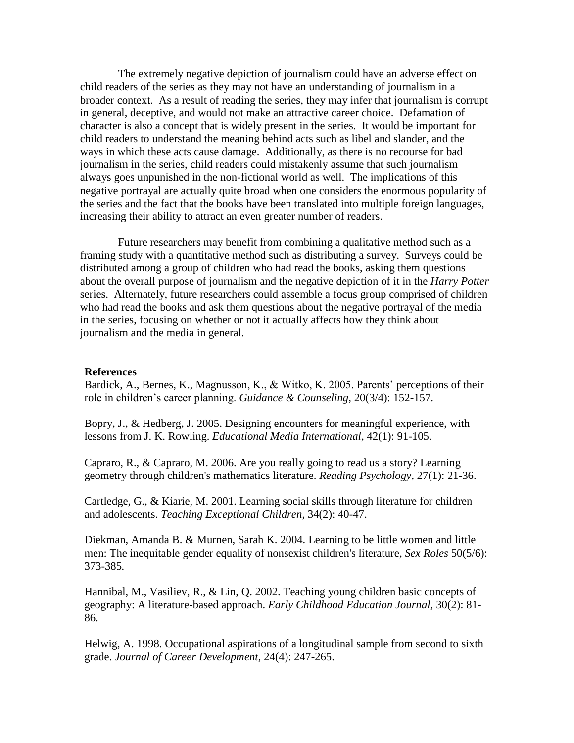The extremely negative depiction of journalism could have an adverse effect on child readers of the series as they may not have an understanding of journalism in a broader context. As a result of reading the series, they may infer that journalism is corrupt in general, deceptive, and would not make an attractive career choice. Defamation of character is also a concept that is widely present in the series. It would be important for child readers to understand the meaning behind acts such as libel and slander, and the ways in which these acts cause damage. Additionally, as there is no recourse for bad journalism in the series, child readers could mistakenly assume that such journalism always goes unpunished in the non-fictional world as well. The implications of this negative portrayal are actually quite broad when one considers the enormous popularity of the series and the fact that the books have been translated into multiple foreign languages, increasing their ability to attract an even greater number of readers.

Future researchers may benefit from combining a qualitative method such as a framing study with a quantitative method such as distributing a survey. Surveys could be distributed among a group of children who had read the books, asking them questions about the overall purpose of journalism and the negative depiction of it in the *Harry Potter* series. Alternately, future researchers could assemble a focus group comprised of children who had read the books and ask them questions about the negative portrayal of the media in the series, focusing on whether or not it actually affects how they think about journalism and the media in general.

**References**

Bardick, A., Bernes, K., Magnusson, K., & Witko, K. 2005. Parents' perceptions of their role in children's career planning. *Guidance & Counseling*, 20(3/4): 152-157.

Bopry, J., & Hedberg, J. 2005. Designing encounters for meaningful experience, with lessons from J. K. Rowling. *Educational Media International*, 42(1): 91-105.

Capraro, R., & Capraro, M. 2006. Are you really going to read us a story? Learning geometry through children's mathematics literature. *Reading Psychology*, 27(1): 21-36.

Cartledge, G., & Kiarie, M. 2001. Learning social skills through literature for children and adolescents. *Teaching Exceptional Children*, 34(2): 40-47.

Diekman, Amanda B. & Murnen, Sarah K. 2004. Learning to be little women and little men: The inequitable gender equality of nonsexist children's literature, *Sex Roles* 50(5/6): 373-385.

Hannibal, M., Vasiliev, R., & Lin, Q. 2002. Teaching young children basic concepts of geography: A literature-based approach. *Early Childhood Education Journal*, 30(2): 81-86.

Helwig, A. 1998. Occupational aspirations of a longitudinal sample from second to sixth grade. *Journal of Career Development*, 24(4): 247-265.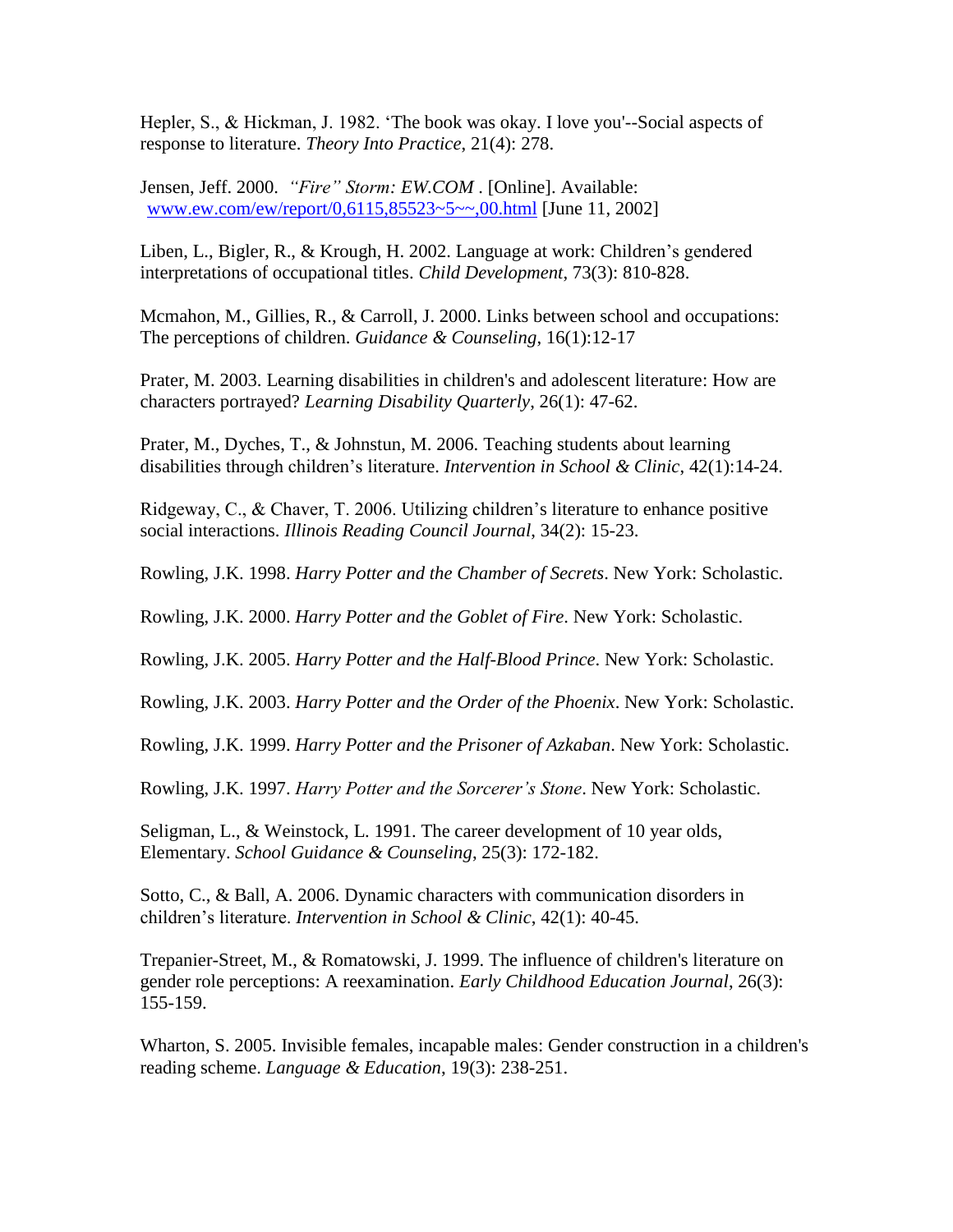Hepler, S., & Hickman, J. 1982. 'The book was okay. I love you'--Social aspects of response to literature. *Theory Into Practice*, 21(4): 278.

Jensen, Jeff. 2000. *"Fire" Storm: EW.COM* . [Online]. Available: [www.ew.com/ew/report/0,6115,85523~5~~,00.html](www.ew.com/ew/report/0,6115,85523~5~~,00.html) [June 11, 2002]

Liben, L., Bigler, R., & Krough, H. 2002. Language at work: Children's gendered interpretations of occupational titles. *Child Development*, 73(3): 810-828.

Mcmahon, M., Gillies, R., & Carroll, J. 2000. Links between school and occupations: The perceptions of children. *Guidance & Counseling*, 16(1):12-17

Prater, M. 2003. Learning disabilities in children's and adolescent literature: How are characters portrayed? *Learning Disability Quarterly*, 26(1): 47-62.

Prater, M., Dyches, T., & Johnstun, M. 2006. Teaching students about learning disabilities through children's literature. *Intervention in School & Clinic*, 42(1):14-24.

Ridgeway, C., & Chaver, T. 2006. Utilizing children's literature to enhance positive social interactions. *Illinois Reading Council Journal*, 34(2): 15-23.

Rowling, J.K. 1998. *Harry Potter and the Chamber of Secrets*. New York: Scholastic.

Rowling, J.K. 2000. *Harry Potter and the Goblet of Fire*. New York: Scholastic.

Rowling, J.K. 2005. *Harry Potter and the Half-Blood Prince*. New York: Scholastic.

Rowling, J.K. 2003. *Harry Potter and the Order of the Phoenix*. New York: Scholastic.

Rowling, J.K. 1999. *Harry Potter and the Prisoner of Azkaban*. New York: Scholastic.

Rowling, J.K. 1997. *Harry Potter and the Sorcerer's Stone*. New York: Scholastic.

Seligman, L., & Weinstock, L. 1991. The career development of 10 year olds, Elementary. *School Guidance & Counseling*, 25(3): 172-182.

Sotto, C., & Ball, A. 2006. Dynamic characters with communication disorders in children's literature. *Intervention in School & Clinic*, 42(1): 40-45.

Trepanier-Street, M., & Romatowski, J. 1999. The influence of children's literature on gender role perceptions: A reexamination. *Early Childhood Education Journal*, 26(3): 155-159.

Wharton, S. 2005. Invisible females, incapable males: Gender construction in a children's reading scheme. *Language & Education*, 19(3): 238-251.